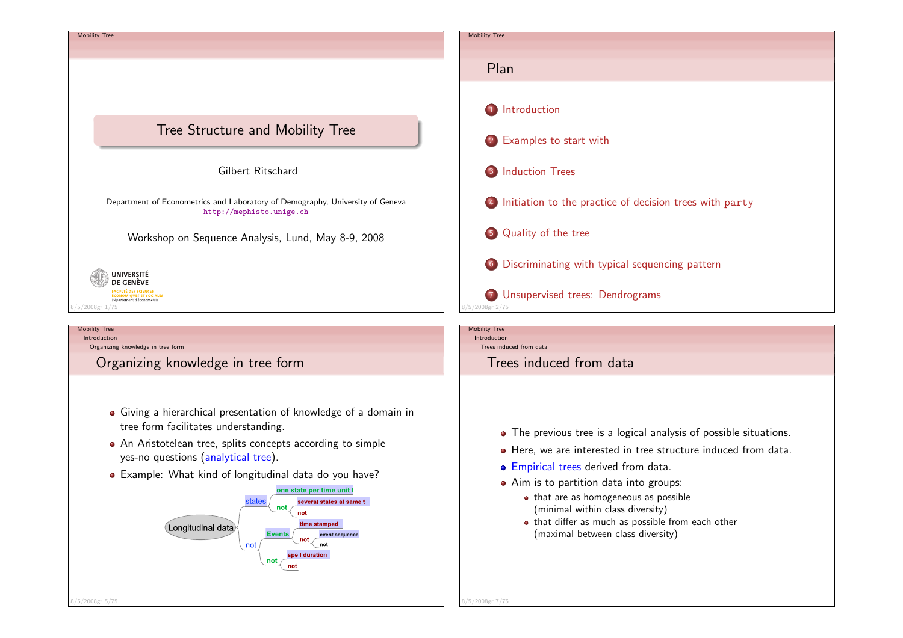# Tree Structure and Mobility Tree

Gilbert Ritschard

Department of Econometrics and Laboratory of Demography, University of Geneva
http://mephisto.unige.ch

Workshop on Sequence Analysis, Lund, May 8-9, 2008

UNIVERSITÉ DE GENÈVE

FACULTÉ DES SCIENCES ÉCONOMIQUES ET SOCIALES
Département d'économétrie

## Plan

1. Introduction
2. Examples to start with
3. Induction Trees
4. Initiation to the practice of decision trees with `party`
5. Quality of the tree
6. Discriminating with typical sequencing pattern
7. Unsupervised trees: Dendrograms

## Organizing knowledge in tree form

- Giving a hierarchical presentation of knowledge of a domain in tree form facilitates understanding.
- An Aristotelean tree, splits concepts according to simple yes-no questions (analytical tree).
- Example: What kind of longitudinal data do you have?

Longitudinal data
- states
  - one state per time unit t
  - not
    - several states at same t
    - not
- not
  - Events
    - time stamped
    - not
      - event sequence
      - not
  - not
    - spell duration
    - not

## Trees induced from data

- The previous tree is a logical analysis of possible situations.
- Here, we are interested in tree structure induced from data.
- Empirical trees derived from data.
- Aim is to partition data into groups:
  - that are as homogeneous as possible (minimal within class diversity)
  - that differ as much as possible from each other (maximal between class diversity)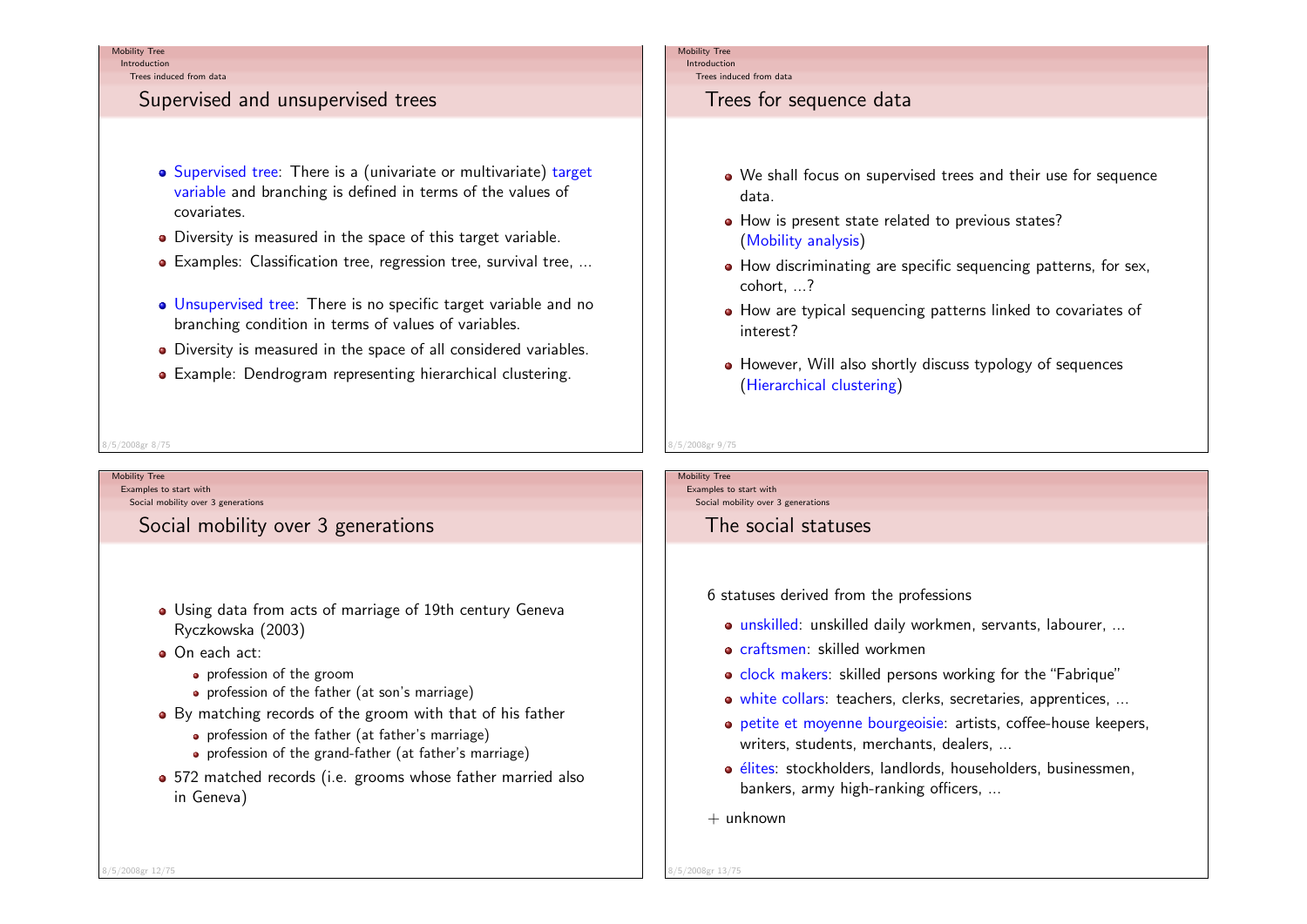## Supervised and unsupervised trees

- Supervised tree: There is a (univariate or multivariate) target variable and branching is defined in terms of the values of covariates.
- Diversity is measured in the space of this target variable.
- Examples: Classification tree, regression tree, survival tree, ...

- Unsupervised tree: There is no specific target variable and no branching condition in terms of values of variables.
- Diversity is measured in the space of all considered variables.
- Example: Dendrogram representing hierarchical clustering.

## Trees for sequence data

- We shall focus on supervised trees and their use for sequence data.
- How is present state related to previous states? (Mobility analysis)
- How discriminating are specific sequencing patterns, for sex, cohort, ...?
- How are typical sequencing patterns linked to covariates of interest?

- However, Will also shortly discuss typology of sequences (Hierarchical clustering)

## Social mobility over 3 generations

- Using data from acts of marriage of 19th century Geneva Ryczkowska (2003)
- On each act:
  - profession of the groom
  - profession of the father (at son's marriage)
- By matching records of the groom with that of his father
  - profession of the father (at father's marriage)
  - profession of the grand-father (at father's marriage)
- 572 matched records (i.e. grooms whose father married also in Geneva)

## The social statuses

6 statuses derived from the professions

- unskilled: unskilled daily workmen, servants, labourer, ...
- craftsmen: skilled workmen
- clock makers: skilled persons working for the "Fabrique"
- white collars: teachers, clerks, secretaries, apprentices, ...
- petite et moyenne bourgeoisie: artists, coffee-house keepers, writers, students, merchants, dealers, ...
- élites: stockholders, landlords, householders, businessmen, bankers, army high-ranking officers, ...

+ unknown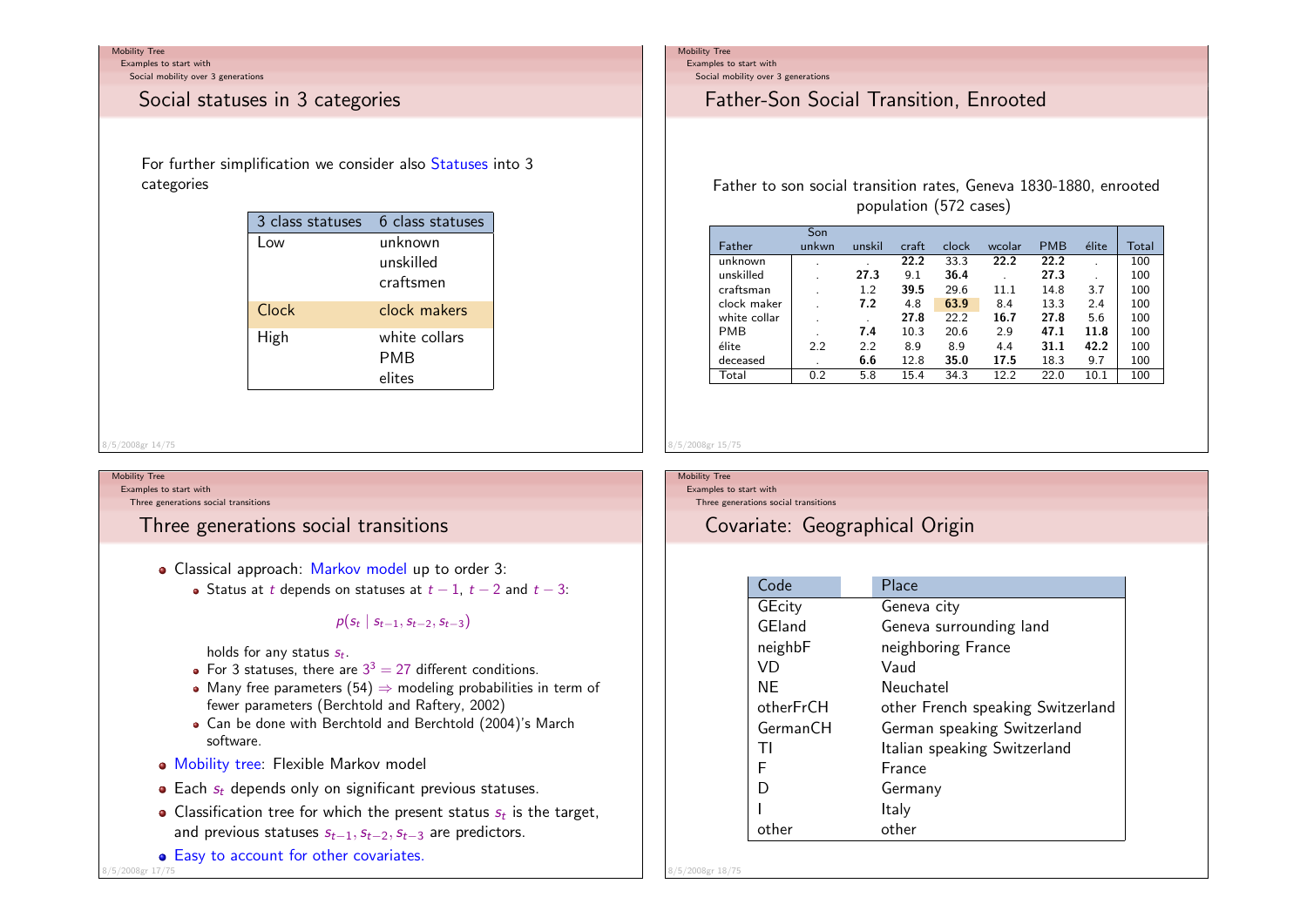## Social statuses in 3 categories

For further simplification we consider also Statuses into 3 categories

| 3 class statuses | 6 class statuses |
|---|---|
| Low | unknown |
| | unskilled |
| | craftsmen |
| Clock | clock makers |
| High | white collars |
| | PMB |
| | elites |

## Father-Son Social Transition, Enrooted

Father to son social transition rates, Geneva 1830-1880, enrooted population (572 cases)

| Father | Son unkwn | unskil | craft | clock | wcolar | PMB | élite | Total |
|---|---|---|---|---|---|---|---|---|
| unknown | . | . | **22.2** | 33.3 | **22.2** | **22.2** | . | 100 |
| unskilled | . | **27.3** | 9.1 | **36.4** | . | **27.3** | . | 100 |
| craftsman | . | 1.2 | **39.5** | 29.6 | 11.1 | 14.8 | 3.7 | 100 |
| clock maker | . | **7.2** | 4.8 | **63.9** | 8.4 | 13.3 | 2.4 | 100 |
| white collar | . | . | **27.8** | 22.2 | **16.7** | **27.8** | 5.6 | 100 |
| PMB | . | **7.4** | 10.3 | 20.6 | 2.9 | **47.1** | **11.8** | 100 |
| élite | 2.2 | 2.2 | 8.9 | 8.9 | 4.4 | **31.1** | **42.2** | 100 |
| deceased | . | **6.6** | 12.8 | **35.0** | **17.5** | 18.3 | 9.7 | 100 |
| Total | 0.2 | 5.8 | 15.4 | 34.3 | 12.2 | 22.0 | 10.1 | 100 |

## Three generations social transitions

- Classical approach: Markov model up to order 3:
  - Status at $t$ depends on statuses at $t-1$, $t-2$ and $t-3$:

    $$p(s_t \mid s_{t-1}, s_{t-2}, s_{t-3})$$

    holds for any status $s_t$.
  - For 3 statuses, there are $3^3 = 27$ different conditions.
  - Many free parameters (54) $\Rightarrow$ modeling probabilities in term of fewer parameters (Berchtold and Raftery, 2002)
  - Can be done with Berchtold and Berchtold (2004)'s March software.
- Mobility tree: Flexible Markov model
- Each $s_t$ depends only on significant previous statuses.
- Classification tree for which the present status $s_t$ is the target, and previous statuses $s_{t-1}, s_{t-2}, s_{t-3}$ are predictors.
- Easy to account for other covariates.

## Covariate: Geographical Origin

| Code | Place |
|---|---|
| GEcity | Geneva city |
| GEland | Geneva surrounding land |
| neighbF | neighboring France |
| VD | Vaud |
| NE | Neuchatel |
| otherFrCH | other French speaking Switzerland |
| GermanCH | German speaking Switzerland |
| TI | Italian speaking Switzerland |
| F | France |
| D | Germany |
| I | Italy |
| other | other |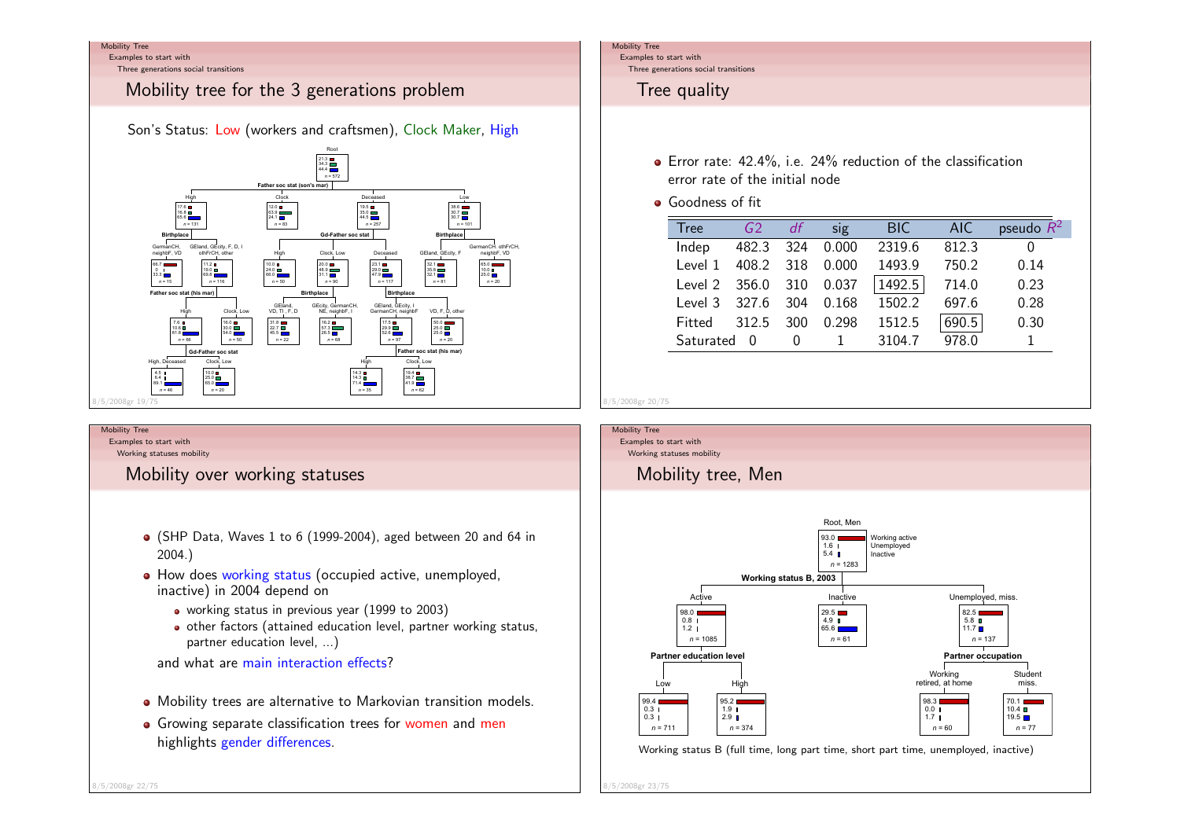## Mobility tree for the 3 generations problem

Son's Status: Low (workers and craftsmen), Clock Maker, High

## Tree quality

- Error rate: 42.4%, i.e. 24% reduction of the classification error rate of the initial node
- Goodness of fit

| Tree | G2 | df | sig | BIC | AIC | pseudo $R^2$ |
|---|---|---|---|---|---|---|
| Indep | 482.3 | 324 | 0.000 | 2319.6 | 812.3 | 0 |
| Level 1 | 408.2 | 318 | 0.000 | 1493.9 | 750.2 | 0.14 |
| Level 2 | 356.0 | 310 | 0.037 | 1492.5 | 714.0 | 0.23 |
| Level 3 | 327.6 | 304 | 0.168 | 1502.2 | 697.6 | 0.28 |
| Fitted | 312.5 | 300 | 0.298 | 1512.5 | 690.5 | 0.30 |
| Saturated | 0 | 0 | 1 | 3104.7 | 978.0 | 1 |

## Mobility over working statuses

- (SHP Data, Waves 1 to 6 (1999-2004), aged between 20 and 64 in 2004.)
- How does working status (occupied active, unemployed, inactive) in 2004 depend on
  - working status in previous year (1999 to 2003)
  - other factors (attained education level, partner working status, partner education level, ...)

  and what are main interaction effects?
- Mobility trees are alternative to Markovian transition models.
- Growing separate classification trees for women and men highlights gender differences.

## Mobility tree, Men

Working status B (full time, long part time, short part time, unemployed, inactive)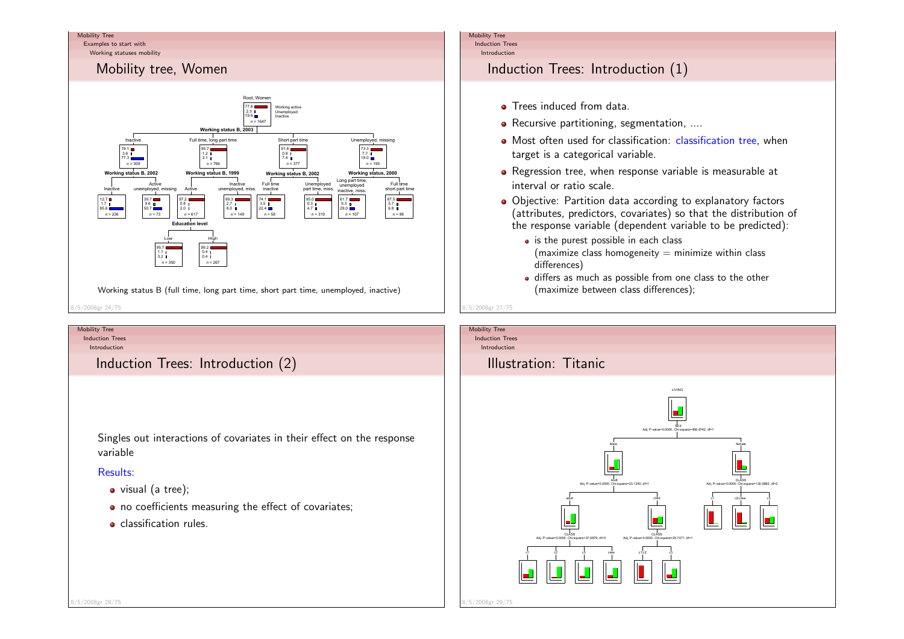## Mobility tree, Women

Root, Women: 77.8 Working active; 2.3 Unemployed; 19.9 Inactive; $n = 1647$

**Working status B, 2003**

- Inactive: 19.1 / 3.6 / 77.3, $n = 309$
  - **Working status B, 2002**
    - Inactive: 12.7 / 1.7 / 85.6, $n = 236$
    - Active unemployed, missing: 39.7 / 9.6 / 50.7, $n = 73$
- Full time, long part time: 95.7 / 1.2 / 3.1, $n = 766$
  - **Working status B, 1999**
    - Active: 97.2 / 0.8 / 2.0, $n = 617$
      - **Education level**
        - Low: 95.7 / 1.1 / 3.2, $n = 350$
        - High: 99.2 / 0.4 / 0.4, $n = 267$
    - Inactive unemployed, miss.: 89.3 / 2.7 / 8.0, $n = 149$
- Short part time: 91.8 / 0.8 / 7.4, $n = 377$
  - **Working status B, 2002**
    - Full time inactive: 74.1 / 3.5 / 22.4, $n = 58$
    - Unemployed part time, miss.: 95.0 / 0.3 / 4.7, $n = 319$
- Unemployed, missing: 73.3 / 7.7 / 19.0, $n = 195$
  - **Working status, 2000**
    - Long part time, unemployed inactive, miss.: 61.7 / 9.3 / 29.0, $n = 107$
    - Full time short part time: 87.5 / 5.7 / 6.8, $n = 88$

Working status B (full time, long part time, short part time, unemployed, inactive)

## Induction Trees: Introduction (1)

- Trees induced from data.
- Recursive partitioning, segmentation, ....
- Most often used for classification: classification tree, when target is a categorical variable.
- Regression tree, when response variable is measurable at interval or ratio scale.
- Objective: Partition data according to explanatory factors (attributes, predictors, covariates) so that the distribution of the response variable (dependent variable to be predicted):
  - is the purest possible in each class (maximize class homogeneity = minimize within class differences)
  - differs as much as possible from one class to the other (maximize between class differences);

## Induction Trees: Introduction (2)

Singles out interactions of covariates in their effect on the response variable

Results:

- visual (a tree);
- no coefficients measuring the effect of covariates;
- classification rules.

## Illustration: Titanic

LIVING

SEX — Adj. P-value=0.0000, Chi-square=456.8742, df=1

- Male
  - AGE — Adj. P-value=0.0000, Chi-square=23.1250, df=1
    - adult
      - CLASS — Adj. P-value=0.0000, Chi-square=37.9879, df=3
        - c1
        - c2
        - c3
        - crew
    - child
      - CLASS — Adj. P-value=0.0000, Chi-square=25.7471, df=1
        - c1,c2
        - c3
- female
  - CLASS — Adj. P-value=0.0000, Chi-square=130.6862, df=2
    - c1
    - c2,crew
    - c3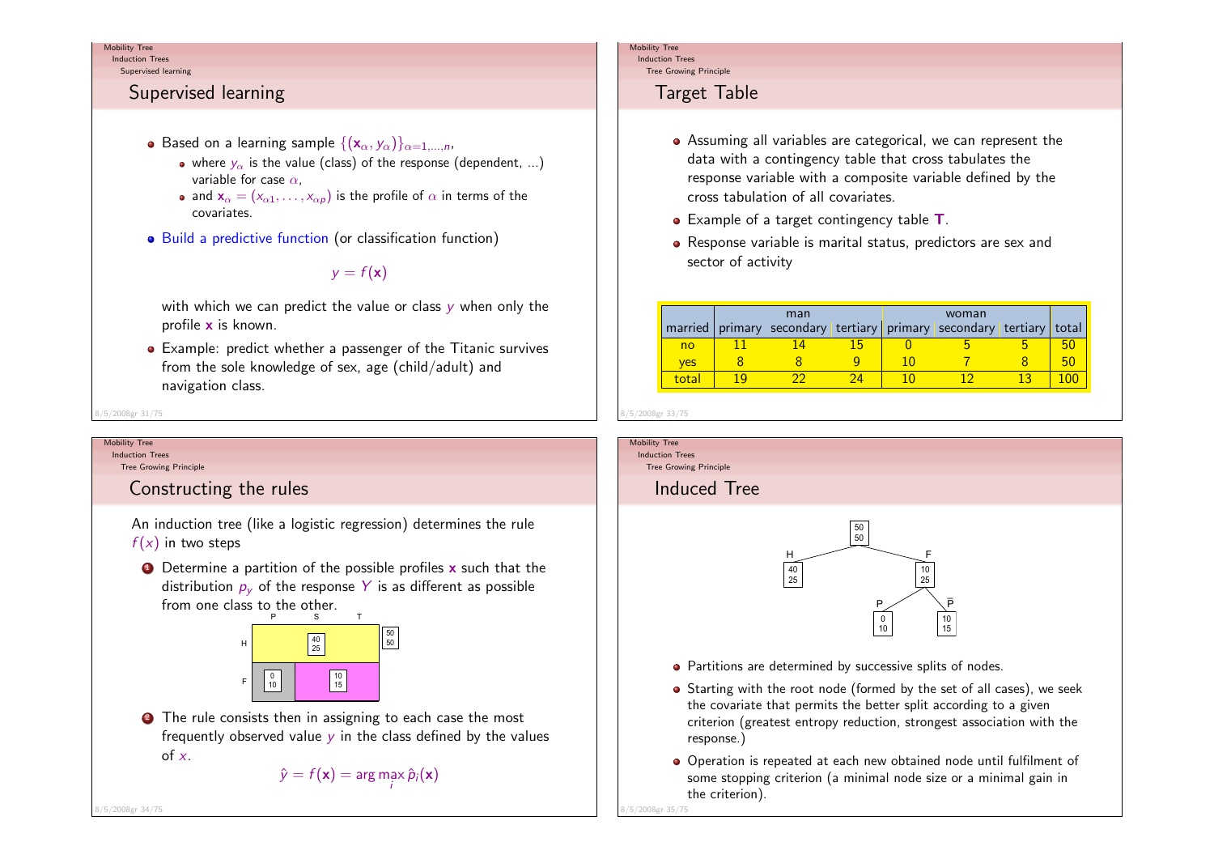## Supervised learning

- Based on a learning sample $\{(\mathbf{x}_\alpha, y_\alpha)\}_{\alpha=1,\dots,n}$,
  - where $y_\alpha$ is the value (class) of the response (dependent, ...) variable for case $\alpha$,
  - and $\mathbf{x}_\alpha = (x_{\alpha 1}, \dots, x_{\alpha p})$ is the profile of $\alpha$ in terms of the covariates.
- Build a predictive function (or classification function)

$$y = f(\mathbf{x})$$

with which we can predict the value or class $y$ when only the profile $\mathbf{x}$ is known.

- Example: predict whether a passenger of the Titanic survives from the sole knowledge of sex, age (child/adult) and navigation class.

## Target Table

- Assuming all variables are categorical, we can represent the data with a contingency table that cross tabulates the response variable with a composite variable defined by the cross tabulation of all covariates.
- Example of a target contingency table $\mathbf{T}$.
- Response variable is marital status, predictors are sex and sector of activity

| | man | | | woman | | | |
|---|---|---|---|---|---|---|---|
| married | primary | secondary | tertiary | primary | secondary | tertiary | total |
| no | 11 | 14 | 15 | 0 | 5 | 5 | 50 |
| yes | 8 | 8 | 9 | 10 | 7 | 8 | 50 |
| total | 19 | 22 | 24 | 10 | 12 | 13 | 100 |

## Constructing the rules

An induction tree (like a logistic regression) determines the rule $f(x)$ in two steps

1. Determine a partition of the possible profiles $\mathbf{x}$ such that the distribution $p_y$ of the response $Y$ is as different as possible from one class to the other.

| | P | S | T |
|---|---|---|---|
| H | 40 / 25 | | |
| F | 0 / 10 | 10 / 15 | |

(total: 50 / 50)

2. The rule consists then in assigning to each case the most frequently observed value $y$ in the class defined by the values of $x$.

$$\hat{y} = f(\mathbf{x}) = \arg\max_i \hat{p}_i(\mathbf{x})$$

## Induced Tree

Root: 50 / 50
- H: 40 / 25
- F: 10 / 25
  - P: 0 / 10
  - $\overline{\text{P}}$: 10 / 15

- Partitions are determined by successive splits of nodes.
- Starting with the root node (formed by the set of all cases), we seek the covariate that permits the better split according to a given criterion (greatest entropy reduction, strongest association with the response.)
- Operation is repeated at each new obtained node until fulfilment of some stopping criterion (a minimal node size or a minimal gain in the criterion).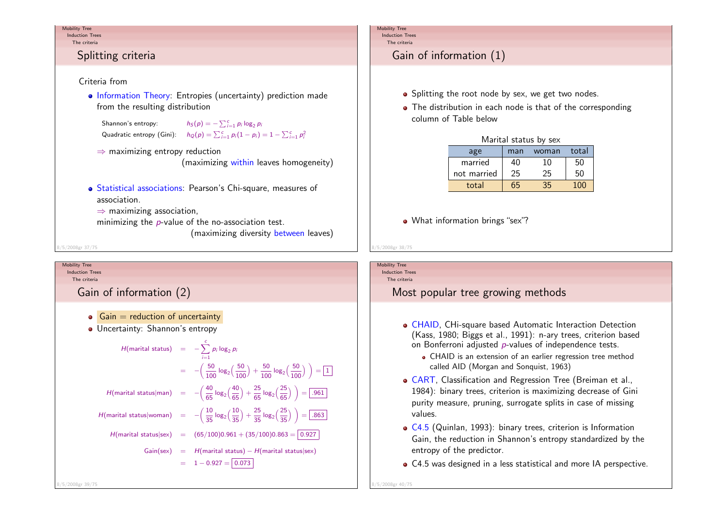## Splitting criteria

Criteria from

- Information Theory: Entropies (uncertainty) prediction made from the resulting distribution

  Shannon's entropy: $h_S(p) = -\sum_{i=1}^{c} p_i \log_2 p_i$

  Quadratic entropy (Gini): $h_Q(p) = \sum_{i=1}^{c} p_i(1-p_i) = 1 - \sum_{i=1}^{c} p_i^2$

  $\Rightarrow$ maximizing entropy reduction
  (maximizing within leaves homogeneity)

- Statistical associations: Pearson's Chi-square, measures of association.
  $\Rightarrow$ maximizing association,
  minimizing the $p$-value of the no-association test.
  (maximizing diversity between leaves)

## Gain of information (1)

- Splitting the root node by sex, we get two nodes.
- The distribution in each node is that of the corresponding column of Table below

Marital status by sex

| age | man | woman | total |
|---|---|---|---|
| married | 40 | 10 | 50 |
| not married | 25 | 25 | 50 |
| total | 65 | 35 | 100 |

- What information brings "sex"?

## Gain of information (2)

- Gain = reduction of uncertainty
- Uncertainty: Shannon's entropy

$$H(\text{marital status}) = -\sum_{i=1}^{c} p_i \log_2 p_i$$

$$= -\left(\frac{50}{100}\log_2\left(\frac{50}{100}\right) + \frac{50}{100}\log_2\left(\frac{50}{100}\right)\right) = \boxed{1}$$

$$H(\text{marital status}|\text{man}) = -\left(\frac{40}{65}\log_2\left(\frac{40}{65}\right) + \frac{25}{65}\log_2\left(\frac{25}{65}\right)\right) = \boxed{.961}$$

$$H(\text{marital status}|\text{woman}) = -\left(\frac{10}{35}\log_2\left(\frac{10}{35}\right) + \frac{25}{35}\log_2\left(\frac{25}{35}\right)\right) = \boxed{.863}$$

$$H(\text{marital status}|\text{sex}) = (65/100)0.961 + (35/100)0.863 = \boxed{0.927}$$

$$\text{Gain(sex)} = H(\text{marital status}) - H(\text{marital status}|\text{sex})$$

$$= 1 - 0.927 = \boxed{0.073}$$

## Most popular tree growing methods

- CHAID, CHi-square based Automatic Interaction Detection (Kass, 1980; Biggs et al., 1991): n-ary trees, criterion based on Bonferroni adjusted $p$-values of independence tests.
  - CHAID is an extension of an earlier regression tree method called AID (Morgan and Sonquist, 1963)
- CART, Classification and Regression Tree (Breiman et al., 1984): binary trees, criterion is maximizing decrease of Gini purity measure, pruning, surrogate splits in case of missing values.
- C4.5 (Quinlan, 1993): binary trees, criterion is Information Gain, the reduction in Shannon's entropy standardized by the entropy of the predictor.
- C4.5 was designed in a less statistical and more IA perspective.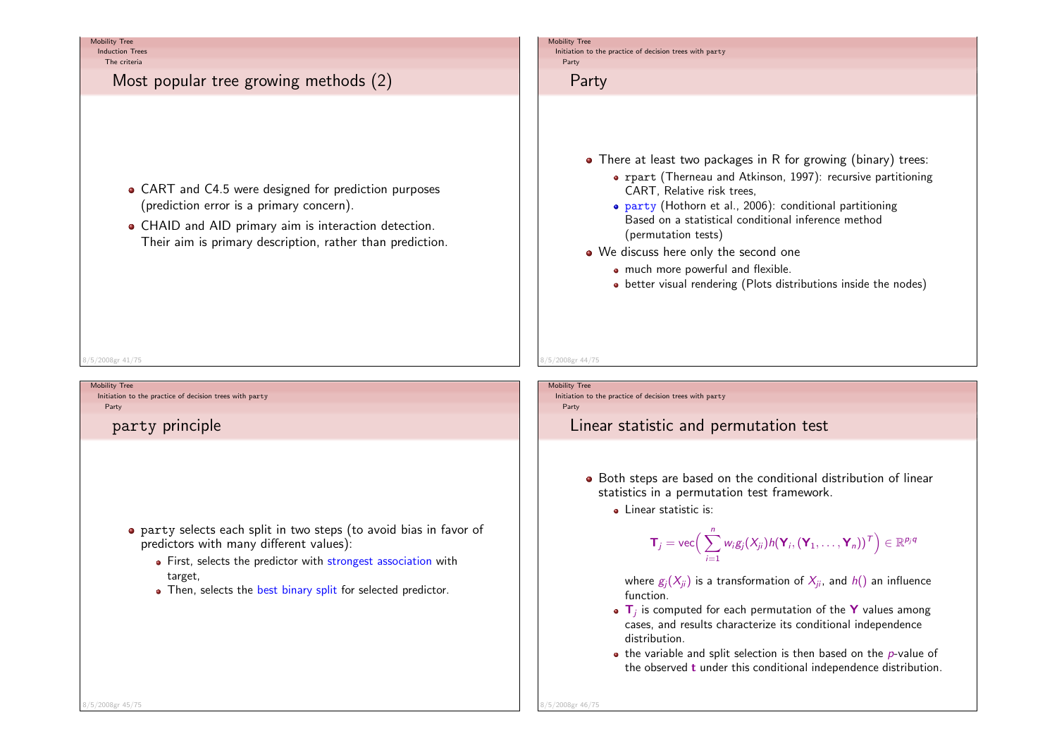## Most popular tree growing methods (2)

- CART and C4.5 were designed for prediction purposes (prediction error is a primary concern).
- CHAID and AID primary aim is interaction detection. Their aim is primary description, rather than prediction.

## Party

- There at least two packages in R for growing (binary) trees:
  - `rpart` (Therneau and Atkinson, 1997): recursive partitioning CART, Relative risk trees,
  - `party` (Hothorn et al., 2006): conditional partitioning Based on a statistical conditional inference method (permutation tests)
- We discuss here only the second one
  - much more powerful and flexible.
  - better visual rendering (Plots distributions inside the nodes)

## `party` principle

- `party` selects each split in two steps (to avoid bias in favor of predictors with many different values):
  - First, selects the predictor with strongest association with target,
  - Then, selects the best binary split for selected predictor.

## Linear statistic and permutation test

- Both steps are based on the conditional distribution of linear statistics in a permutation test framework.
  - Linear statistic is:

$$\mathbf{T}_j = \text{vec}\Big(\sum_{i=1}^{n} w_i g_j(X_{ji}) h(\mathbf{Y}_i, (\mathbf{Y}_1, \ldots, \mathbf{Y}_n))^T\Big) \in \mathbb{R}^{p_j q}$$

    where $g_j(X_{ji})$ is a transformation of $X_{ji}$, and $h()$ an influence function.
  - $\mathbf{T}_j$ is computed for each permutation of the $\mathbf{Y}$ values among cases, and results characterize its conditional independence distribution.
  - the variable and split selection is then based on the $p$-value of the observed $\mathbf{t}$ under this conditional independence distribution.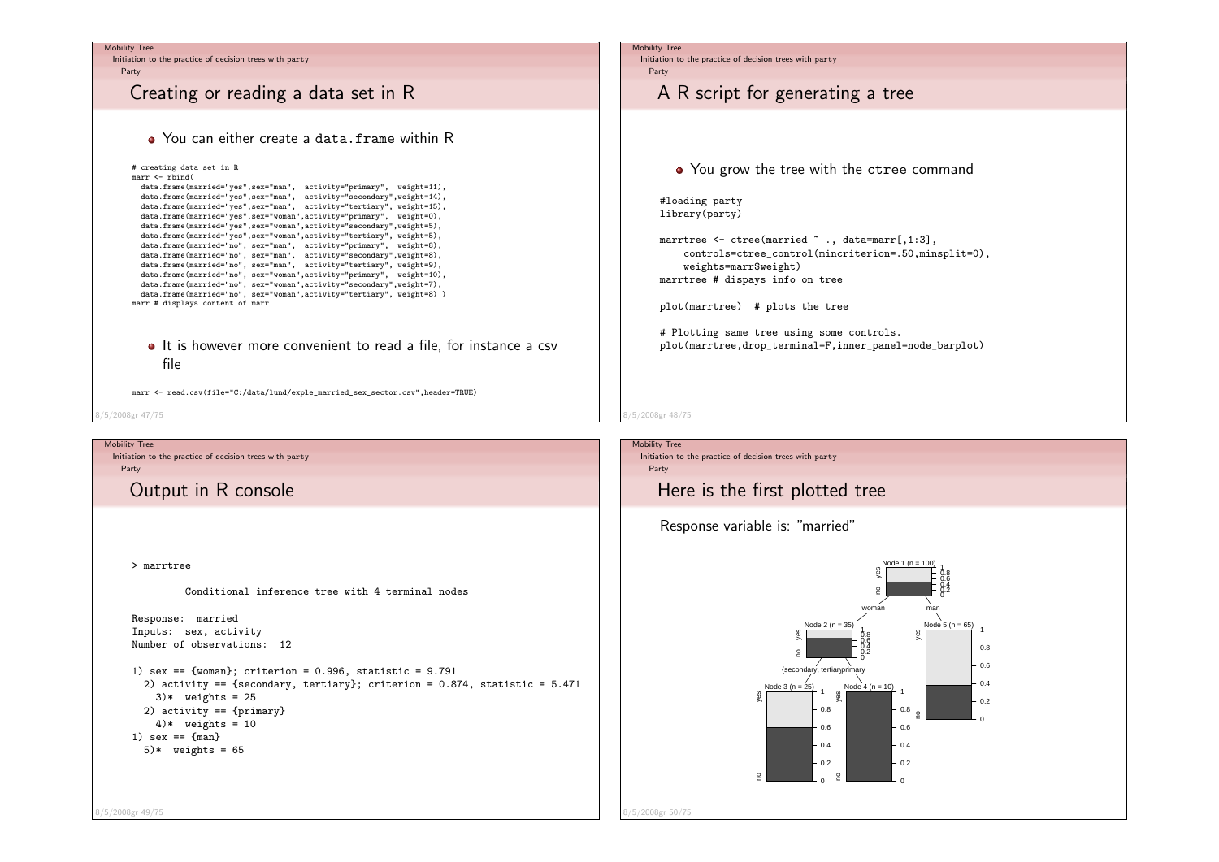## Creating or reading a data set in R

- You can either create a data.frame within R

```
# creating data set in R
marr <- rbind(
  data.frame(married="yes",sex="man",  activity="primary",  weight=11),
  data.frame(married="yes",sex="man",  activity="secondary",weight=14),
  data.frame(married="yes",sex="man",  activity="tertiary", weight=15),
  data.frame(married="yes",sex="woman",activity="primary",  weight=0),
  data.frame(married="yes",sex="woman",activity="secondary",weight=5),
  data.frame(married="yes",sex="woman",activity="tertiary", weight=5),
  data.frame(married="no", sex="man",  activity="primary",  weight=8),
  data.frame(married="no", sex="man",  activity="secondary",weight=8),
  data.frame(married="no", sex="man",  activity="tertiary", weight=9),
  data.frame(married="no", sex="woman",activity="primary",  weight=10),
  data.frame(married="no", sex="woman",activity="secondary",weight=7),
  data.frame(married="no", sex="woman",activity="tertiary", weight=8) )
marr # displays content of marr
```

- It is however more convenient to read a file, for instance a csv file

```
marr <- read.csv(file="C:/data/lund/exple_married_sex_sector.csv",header=TRUE)
```

## A R script for generating a tree

- You grow the tree with the ctree command

```
#loading party
library(party)

marrtree <- ctree(married ~ ., data=marr[,1:3],
    controls=ctree_control(mincriterion=.50,minsplit=0),
    weights=marr$weight)
marrtree # dispays info on tree

plot(marrtree)  # plots the tree

# Plotting same tree using some controls.
plot(marrtree,drop_terminal=F,inner_panel=node_barplot)
```

## Output in R console

```
> marrtree

         Conditional inference tree with 4 terminal nodes

Response:  married
Inputs:  sex, activity
Number of observations:  12

1) sex == {woman}; criterion = 0.996, statistic = 9.791
  2) activity == {secondary, tertiary}; criterion = 0.874, statistic = 5.471
    3)*  weights = 25
  2) activity == {primary}
    4)*  weights = 10
1) sex == {man}
  5)*  weights = 65
```

## Here is the first plotted tree

Response variable is: "married"

Node 1 (n = 100): woman → Node 2 (n = 35); man → Node 5 (n = 65)

Node 2 (n = 35): {secondary, tertiary} → Node 3 (n = 25); primary → Node 4 (n = 10)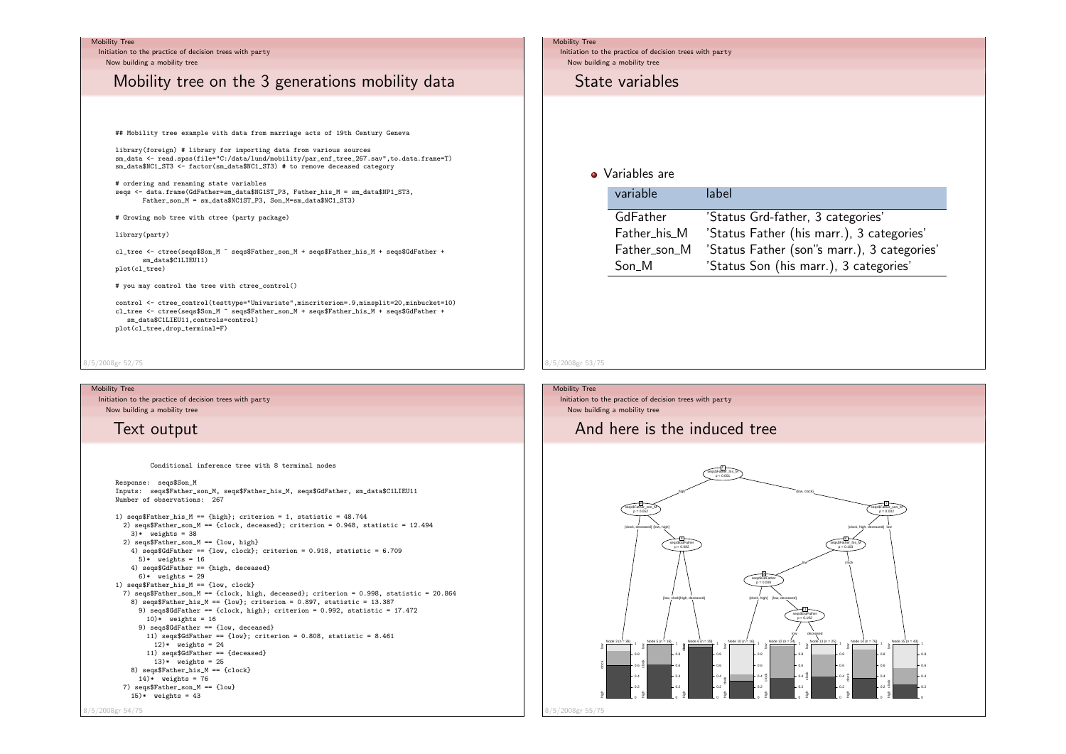## Mobility tree on the 3 generations mobility data

```
## Mobility tree example with data from marriage acts of 19th Century Geneva

library(foreign) # library for importing data from various sources
sm_data <- read.spss(file="C:/data/lund/mobility/par_enf_tree_267.sav",to.data.frame=T)
sm_data$NC1_ST3 <- factor(sm_data$NC1_ST3) # to remove deceased category

# ordering and renaming state variables
seqs <- data.frame(GdFather=sm_data$NG1ST_P3, Father_his_M = sm_data$NP1_ST3,
      Father_son_M = sm_data$NC1ST_P3, Son_M=sm_data$NC1_ST3)

# Growing mob tree with ctree (party package)

library(party)

cl_tree <- ctree(seqs$Son_M ~ seqs$Father_son_M + seqs$Father_his_M + seqs$GdFather +
        sm_data$C1LIEU11)
plot(cl_tree)

# you may control the tree with ctree_control()

control <- ctree_control(testtype="Univariate",mincriterion=.9,minsplit=20,minbucket=10)
cl_tree <- ctree(seqs$Son_M ~ seqs$Father_son_M + seqs$Father_his_M + seqs$GdFather +
   sm_data$C1LIEU11,controls=control)
plot(cl_tree,drop_terminal=F)
```

## State variables

- Variables are

| variable | label |
| --- | --- |
| GdFather | 'Status Grd-father, 3 categories' |
| Father_his_M | 'Status Father (his marr.), 3 categories' |
| Father_son_M | 'Status Father (son"s marr.), 3 categories' |
| Son_M | 'Status Son (his marr.), 3 categories' |

## Text output

```
         Conditional inference tree with 8 terminal nodes

Response:  seqs$Son_M
Inputs:  seqs$Father_son_M, seqs$Father_his_M, seqs$GdFather, sm_data$C1LIEU11
Number of observations:  267

1) seqs$Father_his_M == {high}; criterion = 1, statistic = 48.744
  2) seqs$Father_son_M == {clock, deceased}; criterion = 0.948, statistic = 12.494
    3)*  weights = 38
  2) seqs$Father_son_M == {low, high}
    4) seqs$GdFather == {low, clock}; criterion = 0.918, statistic = 6.709
      5)*  weights = 16
    4) seqs$GdFather == {high, deceased}
      6)*  weights = 29
1) seqs$Father_his_M == {low, clock}
  7) seqs$Father_son_M == {clock, high, deceased}; criterion = 0.998, statistic = 20.864
    8) seqs$Father_his_M == {low}; criterion = 0.897, statistic = 13.387
      9) seqs$GdFather == {clock, high}; criterion = 0.992, statistic = 17.472
        10)*  weights = 16
      9) seqs$GdFather == {low, deceased}
        11) seqs$GdFather == {low}; criterion = 0.808, statistic = 8.461
          12)*  weights = 24
        11) seqs$GdFather == {deceased}
          13)*  weights = 25
    8) seqs$Father_his_M == {clock}
      14)*  weights = 76
  7) seqs$Father_son_M == {low}
    15)*  weights = 43
```

## And here is the induced tree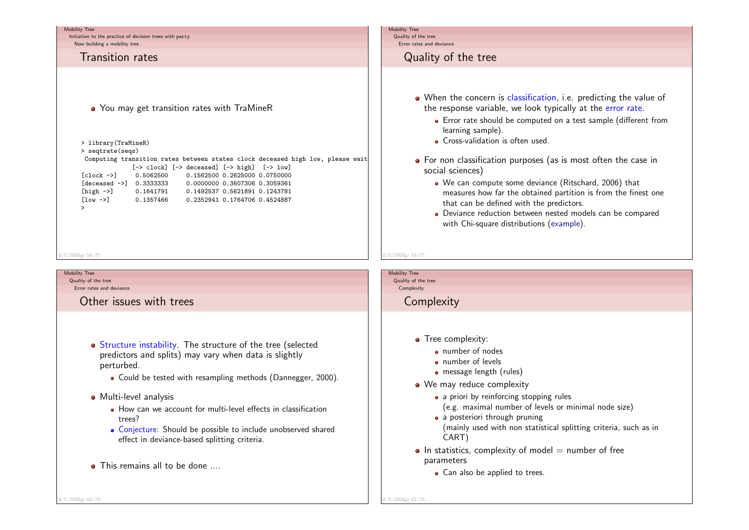## Transition rates

- You may get transition rates with TraMineR

```
> library(TraMineR)
> seqtrate(seqs)
 Computing transition rates between states clock deceased high low, please wait
              [-> clock] [-> deceased] [-> high]  [-> low]
[clock ->]     0.5062500     0.1562500 0.2625000 0.0750000
[deceased ->]  0.3333333     0.0000000 0.3607306 0.3059361
[high ->]      0.1641791     0.1492537 0.5621891 0.1243781
[low ->]       0.1357466     0.2352941 0.1764706 0.4524887
>
```

## Quality of the tree

- When the concern is classification, i.e. predicting the value of the response variable, we look typically at the error rate.
  - Error rate should be computed on a test sample (different from learning sample).
  - Cross-validation is often used.
- For non classification purposes (as is most often the case in social sciences)
  - We can compute some deviance (Ritschard, 2006) that measures how far the obtained partition is from the finest one that can be defined with the predictors.
  - Deviance reduction between nested models can be compared with Chi-square distributions (example).

## Other issues with trees

- Structure instability. The structure of the tree (selected predictors and splits) may vary when data is slightly perturbed.
  - Could be tested with resampling methods (Dannegger, 2000).
- Multi-level analysis
  - How can we account for multi-level effects in classification trees?
  - Conjecture: Should be possible to include unobserved shared effect in deviance-based splitting criteria.
- This remains all to be done ....

## Complexity

- Tree complexity:
  - number of nodes
  - number of levels
  - message length (rules)
- We may reduce complexity
  - a priori by reinforcing stopping rules
    (e.g. maximal number of levels or minimal node size)
  - a posteriori through pruning
    (mainly used with non statistical splitting criteria, such as in CART)
- In statistics, complexity of model = number of free parameters
  - Can also be applied to trees.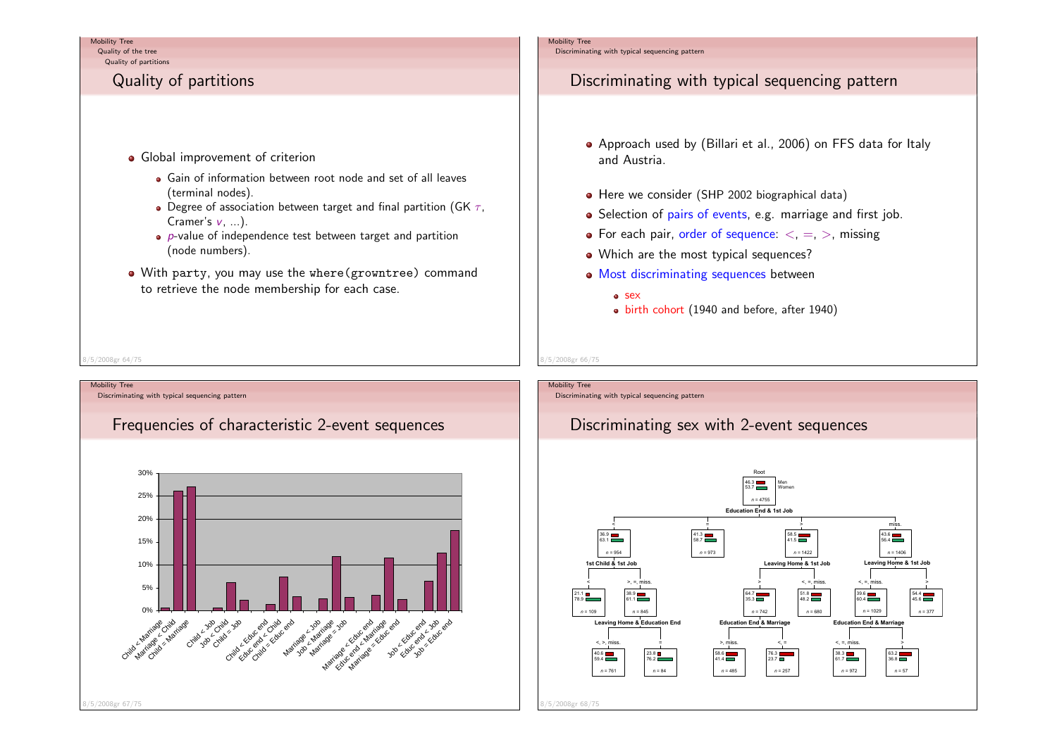## Quality of partitions

- Global improvement of criterion
  - Gain of information between root node and set of all leaves (terminal nodes).
  - Degree of association between target and final partition (GK $\tau$, Cramer's $v$, ...).
  - $p$-value of independence test between target and partition (node numbers).
- With party, you may use the where(growntree) command to retrieve the node membership for each case.

## Discriminating with typical sequencing pattern

- Approach used by (Billari et al., 2006) on FFS data for Italy and Austria.
- Here we consider (SHP 2002 biographical data)
- Selection of pairs of events, e.g. marriage and first job.
- For each pair, order of sequence: $<$, $=$, $>$, missing
- Which are the most typical sequences?
- Most discriminating sequences between
  - sex
  - birth cohort (1940 and before, after 1940)

## Frequencies of characteristic 2-event sequences

| Sequence | Frequency (approx.) |
|---|---|
| Child < Marriage | 0.5% |
| Marriage < Child | 26% |
| Child = Marriage | 27% |
| Child < Job | 0.5% |
| Job < Child | 6% |
| Child = Job | 2% |
| Child < Educ end | 1.3% |
| Educ end < Child | 7.3% |
| Child = Educ end | 3% |
| Marriage < Job | 2.5% |
| Job < Marriage | 11.8% |
| Marriage = Job | 2.8% |
| Marriage < Educ end | 3.3% |
| Educ end < Marriage | 11.5% |
| Marriage = Educ end | 2.4% |
| Job < Educ end | 6.4% |
| Educ end < Job | 12.5% |
| Job = Educ end | 17.5% |

## Discriminating sex with 2-event sequences

- Root: Men 46.3, Women 53.7, $n = 4755$ — split on **Education End & 1st Job**
  - $<$: 36.9 / 63.1, $n = 954$ — split on **1st Child & 1st Job**
    - $<$: 21.1 / 78.9, $n = 109$
    - $>$, $=$, miss.: 38.9 / 61.1, $n = 845$ — split on **Leaving Home & Education End**
      - $<$, $>$, miss.: 40.6 / 59.4, $n = 761$
      - $=$: 23.8 / 76.2, $n = 84$
  - $=$: 41.3 / 58.7, $n = 973$
  - $>$: 58.5 / 41.5, $n = 1422$ — split on **Leaving Home & 1st Job**
    - $>$: 64.7 / 35.3, $n = 742$ — split on **Education End & Marriage**
      - $>$, miss.: 58.6 / 41.4, $n = 485$
      - $<$, $=$: 76.3 / 23.7, $n = 257$
    - $<$, $=$, miss.: 51.8 / 48.2, $n = 680$
  - miss.: 43.6 / 56.4, $n = 1406$ — split on **Leaving Home & 1st Job**
    - $<$, $=$, miss.: 39.6 / 60.4, $n = 1029$ — split on **Education End & Marriage**
      - $<$, $=$, miss.: 38.3 / 61.7, $n = 972$
      - $>$: 63.2 / 36.8, $n = 57$
    - $>$: 54.4 / 45.6, $n = 377$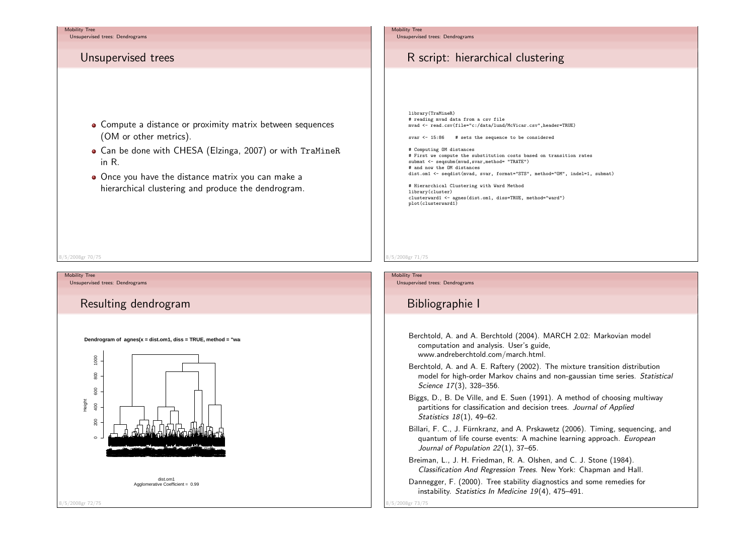## Unsupervised trees

- Compute a distance or proximity matrix between sequences (OM or other metrics).
- Can be done with CHESA (Elzinga, 2007) or with `TraMineR` in R.
- Once you have the distance matrix you can make a hierarchical clustering and produce the dendrogram.

## R script: hierarchical clustering

```
library(TraMineR)
# reading mvad data from a csv file
mvad <- read.csv(file="c:/data/lund/McVicar.csv",header=TRUE)

svar <- 15:86    # sets the sequence to be considered

# Computing OM distances
# First we compute the substitution costs based on transition rates
submat <- seqsubm(mvad,svar,method= "TRATE")
# and now the OM distances
dist.om1 <- seqdist(mvad, svar, format="STS", method="OM", indel=1, submat)

# Hierarchical Clustering with Ward Method
library(cluster)
clusterward1 <- agnes(dist.om1, diss=TRUE, method="ward")
plot(clusterward1)
```

## Resulting dendrogram

**Dendrogram of agnes(x = dist.om1, diss = TRUE, method = "wa**

dist.om1
Agglomerative Coefficient = 0.99

## Bibliographie I

Berchtold, A. and A. Berchtold (2004). MARCH 2.02: Markovian model computation and analysis. User's guide, www.andreberchtold.com/march.html.

Berchtold, A. and A. E. Raftery (2002). The mixture transition distribution model for high-order Markov chains and non-gaussian time series. *Statistical Science 17*(3), 328–356.

Biggs, D., B. De Ville, and E. Suen (1991). A method of choosing multiway partitions for classification and decision trees. *Journal of Applied Statistics 18*(1), 49–62.

Billari, F. C., J. Fürnkranz, and A. Prskawetz (2006). Timing, sequencing, and quantum of life course events: A machine learning approach. *European Journal of Population 22*(1), 37–65.

Breiman, L., J. H. Friedman, R. A. Olshen, and C. J. Stone (1984). *Classification And Regression Trees*. New York: Chapman and Hall.

Dannegger, F. (2000). Tree stability diagnostics and some remedies for instability. *Statistics In Medicine 19*(4), 475–491.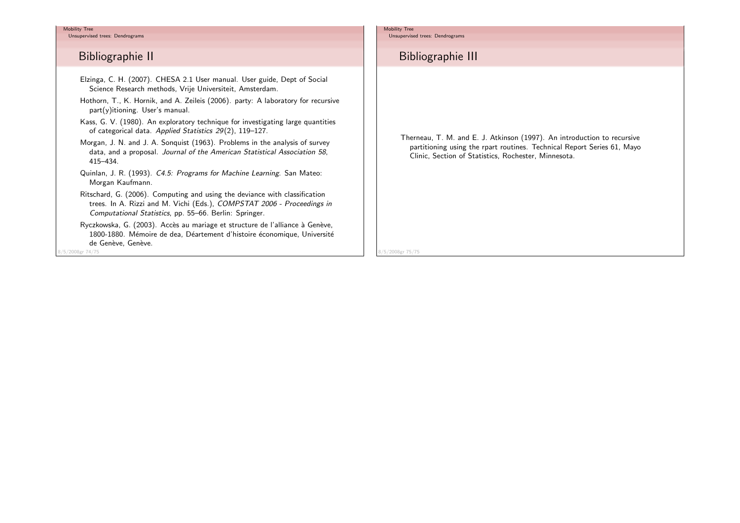## Bibliographie II

Elzinga, C. H. (2007). CHESA 2.1 User manual. User guide, Dept of Social Science Research methods, Vrije Universiteit, Amsterdam.

Hothorn, T., K. Hornik, and A. Zeileis (2006). party: A laboratory for recursive part(y)itioning. User's manual.

Kass, G. V. (1980). An exploratory technique for investigating large quantities of categorical data. *Applied Statistics 29*(2), 119–127.

Morgan, J. N. and J. A. Sonquist (1963). Problems in the analysis of survey data, and a proposal. *Journal of the American Statistical Association 58*, 415–434.

Quinlan, J. R. (1993). *C4.5: Programs for Machine Learning*. San Mateo: Morgan Kaufmann.

Ritschard, G. (2006). Computing and using the deviance with classification trees. In A. Rizzi and M. Vichi (Eds.), *COMPSTAT 2006 - Proceedings in Computational Statistics*, pp. 55–66. Berlin: Springer.

Ryczkowska, G. (2003). Accès au mariage et structure de l'alliance à Genève, 1800-1880. Mémoire de dea, Déartement d'histoire économique, Université de Genève, Genève.

## Bibliographie III

Therneau, T. M. and E. J. Atkinson (1997). An introduction to recursive partitioning using the rpart routines. Technical Report Series 61, Mayo Clinic, Section of Statistics, Rochester, Minnesota.